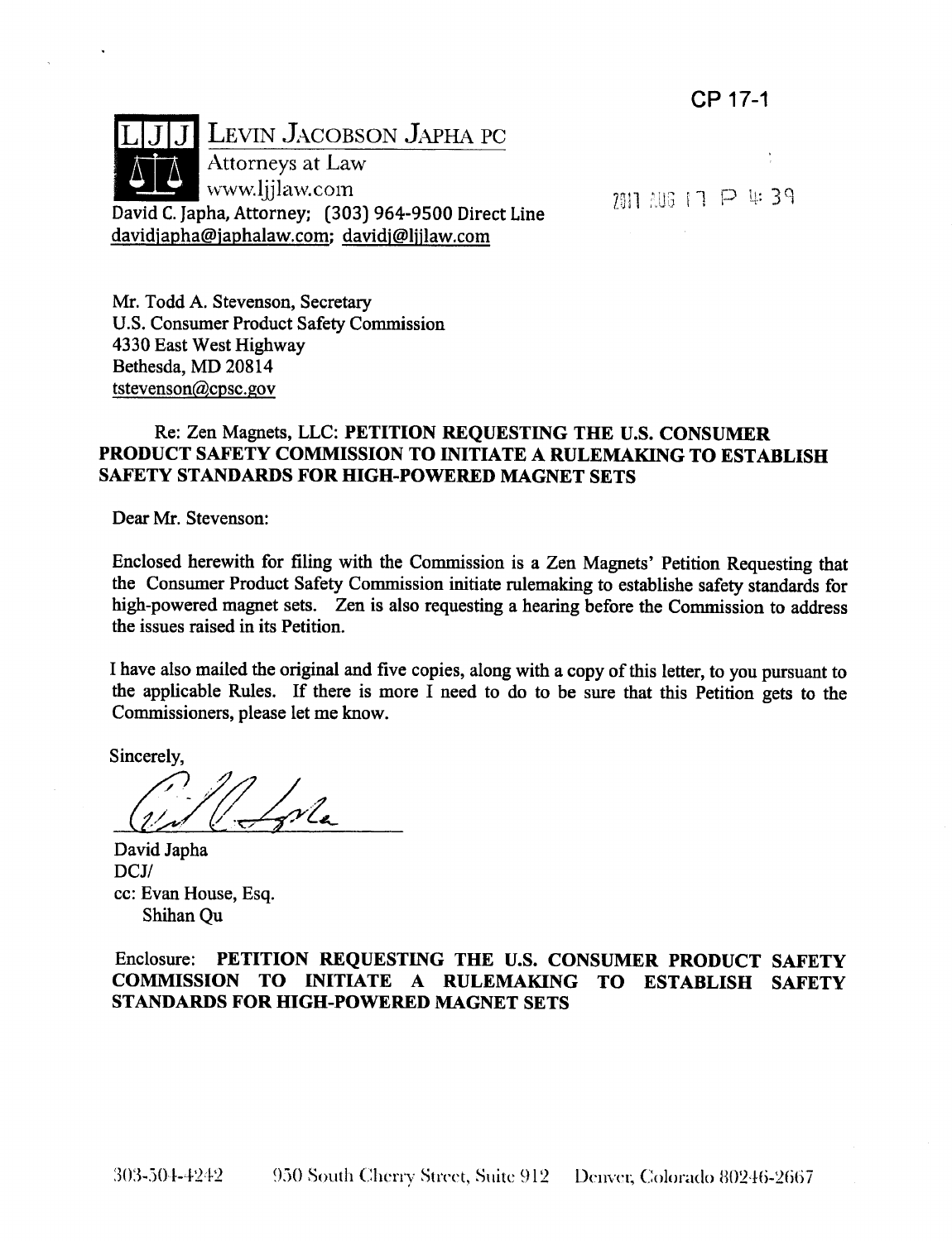CP 17-1

**LJJ** LEVIN JACOBSON JAPHA PC
Attorneys at Law
www.ljjlaw.com
David C. Japha, Attorney; (303) 964-9500 Direct Line
davidjapha@japhalaw.com; davidj@ljjlaw.com

2011 AUG 17 P 4:39

Mr. Todd A. Stevenson, Secretary
U.S. Consumer Product Safety Commission
4330 East West Highway
Bethesda, MD 20814
tstevenson@cpsc.gov

Re: Zen Magnets, LLC: **PETITION REQUESTING THE U.S. CONSUMER PRODUCT SAFETY COMMISSION TO INITIATE A RULEMAKING TO ESTABLISH SAFETY STANDARDS FOR HIGH-POWERED MAGNET SETS**

Dear Mr. Stevenson:

Enclosed herewith for filing with the Commission is a Zen Magnets' Petition Requesting that the Consumer Product Safety Commission initiate rulemaking to establishe safety standards for high-powered magnet sets. Zen is also requesting a hearing before the Commission to address the issues raised in its Petition.

I have also mailed the original and five copies, along with a copy of this letter, to you pursuant to the applicable Rules. If there is more I need to do to be sure that this Petition gets to the Commissioners, please let me know.

Sincerely,

David Japha
DCJ/
cc: Evan House, Esq.
Shihan Qu

Enclosure: **PETITION REQUESTING THE U.S. CONSUMER PRODUCT SAFETY COMMISSION TO INITIATE A RULEMAKING TO ESTABLISH SAFETY STANDARDS FOR HIGH-POWERED MAGNET SETS**

303-504-4242 950 South Cherry Street, Suite 912 Denver, Colorado 80246-2667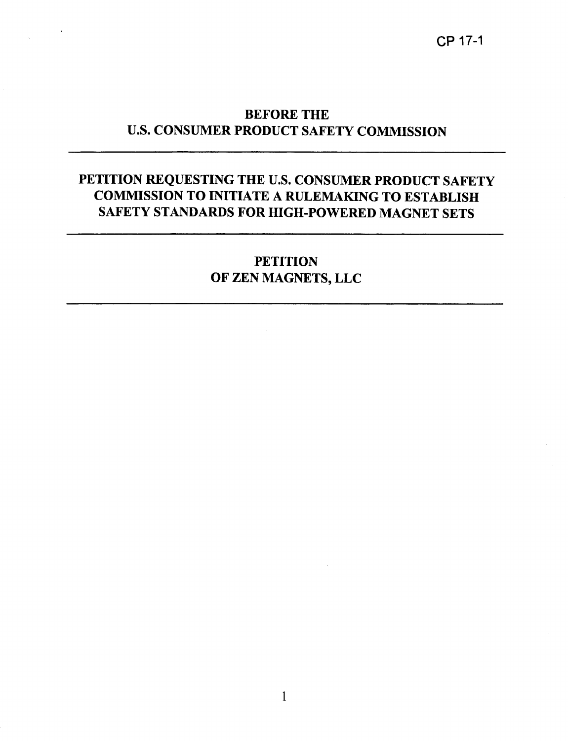CP 17-1

# BEFORE THE
# U.S. CONSUMER PRODUCT SAFETY COMMISSION

---

## PETITION REQUESTING THE U.S. CONSUMER PRODUCT SAFETY COMMISSION TO INITIATE A RULEMAKING TO ESTABLISH SAFETY STANDARDS FOR HIGH-POWERED MAGNET SETS

---

## PETITION
## OF ZEN MAGNETS, LLC

---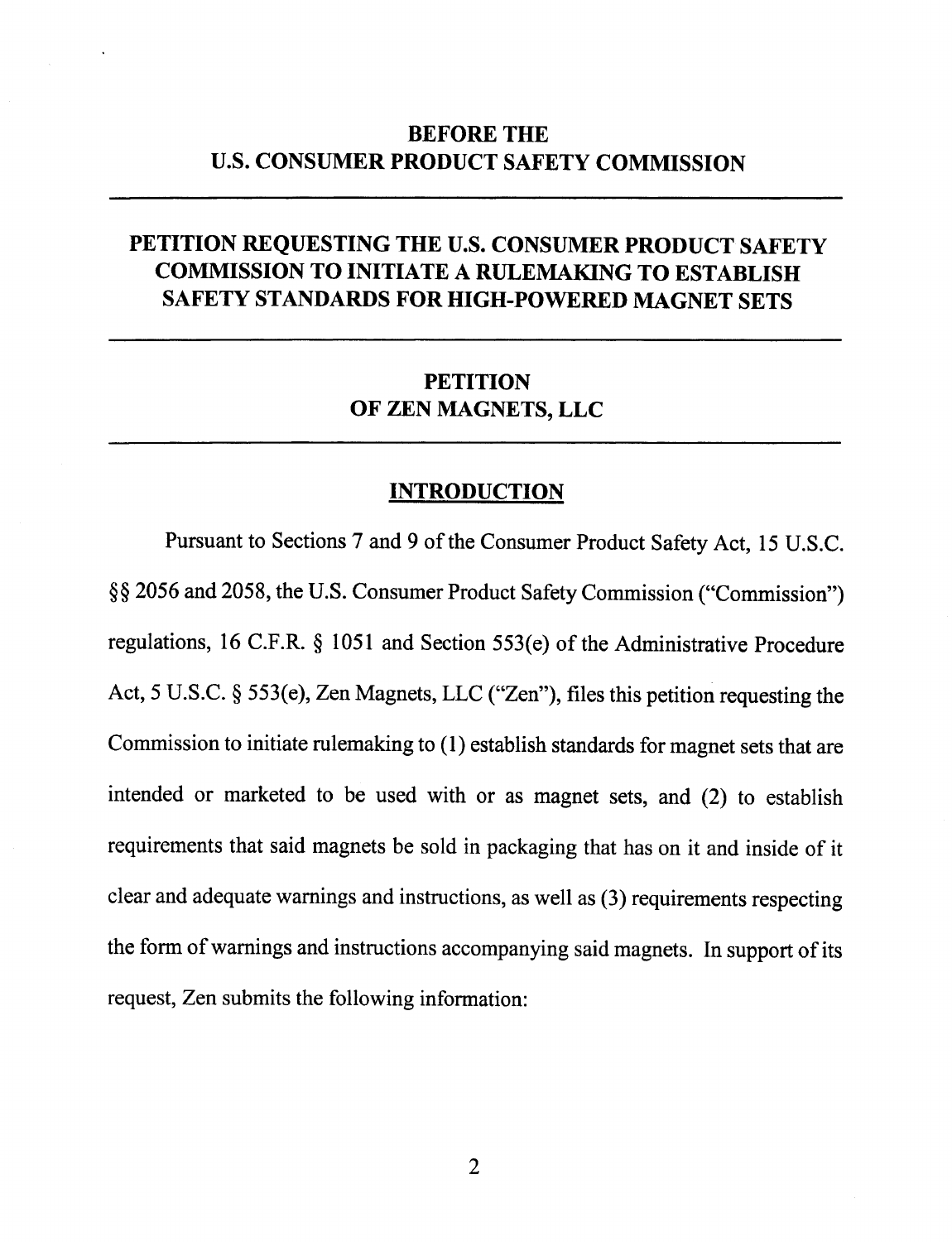# BEFORE THE U.S. CONSUMER PRODUCT SAFETY COMMISSION

---

## PETITION REQUESTING THE U.S. CONSUMER PRODUCT SAFETY COMMISSION TO INITIATE A RULEMAKING TO ESTABLISH SAFETY STANDARDS FOR HIGH-POWERED MAGNET SETS

---

## PETITION OF ZEN MAGNETS, LLC

---

## INTRODUCTION

Pursuant to Sections 7 and 9 of the Consumer Product Safety Act, 15 U.S.C. §§ 2056 and 2058, the U.S. Consumer Product Safety Commission ("Commission") regulations, 16 C.F.R. § 1051 and Section 553(e) of the Administrative Procedure Act, 5 U.S.C. § 553(e), Zen Magnets, LLC ("Zen"), files this petition requesting the Commission to initiate rulemaking to (1) establish standards for magnet sets that are intended or marketed to be used with or as magnet sets, and (2) to establish requirements that said magnets be sold in packaging that has on it and inside of it clear and adequate warnings and instructions, as well as (3) requirements respecting the form of warnings and instructions accompanying said magnets. In support of its request, Zen submits the following information: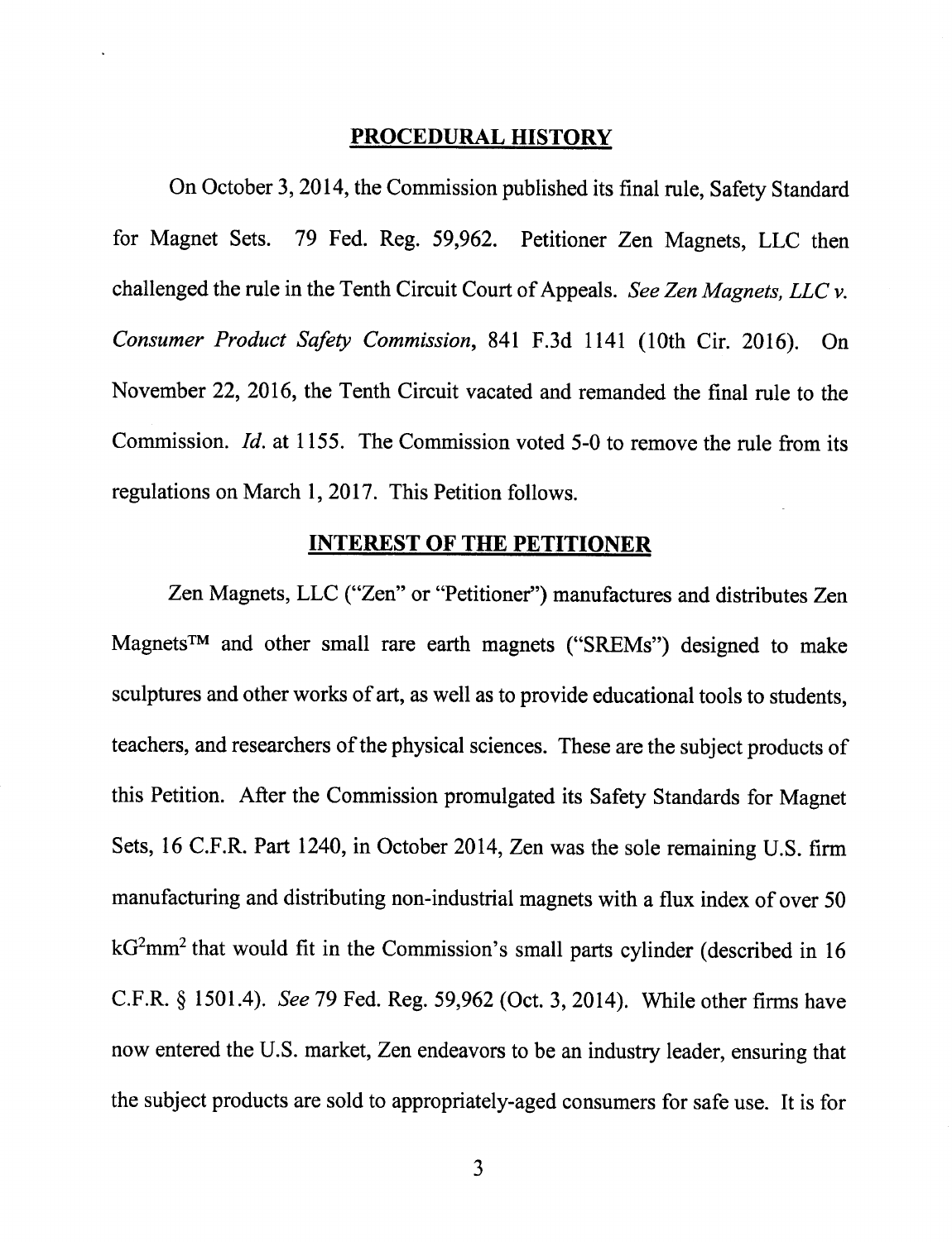## **PROCEDURAL HISTORY**

On October 3, 2014, the Commission published its final rule, Safety Standard for Magnet Sets. 79 Fed. Reg. 59,962. Petitioner Zen Magnets, LLC then challenged the rule in the Tenth Circuit Court of Appeals. *See Zen Magnets, LLC v. Consumer Product Safety Commission*, 841 F.3d 1141 (10th Cir. 2016). On November 22, 2016, the Tenth Circuit vacated and remanded the final rule to the Commission. *Id.* at 1155. The Commission voted 5-0 to remove the rule from its regulations on March 1, 2017. This Petition follows.

## **INTEREST OF THE PETITIONER**

Zen Magnets, LLC ("Zen" or "Petitioner") manufactures and distributes Zen Magnets™ and other small rare earth magnets ("SREMs") designed to make sculptures and other works of art, as well as to provide educational tools to students, teachers, and researchers of the physical sciences. These are the subject products of this Petition. After the Commission promulgated its Safety Standards for Magnet Sets, 16 C.F.R. Part 1240, in October 2014, Zen was the sole remaining U.S. firm manufacturing and distributing non-industrial magnets with a flux index of over 50 $kG^2mm^2$ that would fit in the Commission's small parts cylinder (described in 16 C.F.R. § 1501.4). *See* 79 Fed. Reg. 59,962 (Oct. 3, 2014). While other firms have now entered the U.S. market, Zen endeavors to be an industry leader, ensuring that the subject products are sold to appropriately-aged consumers for safe use. It is for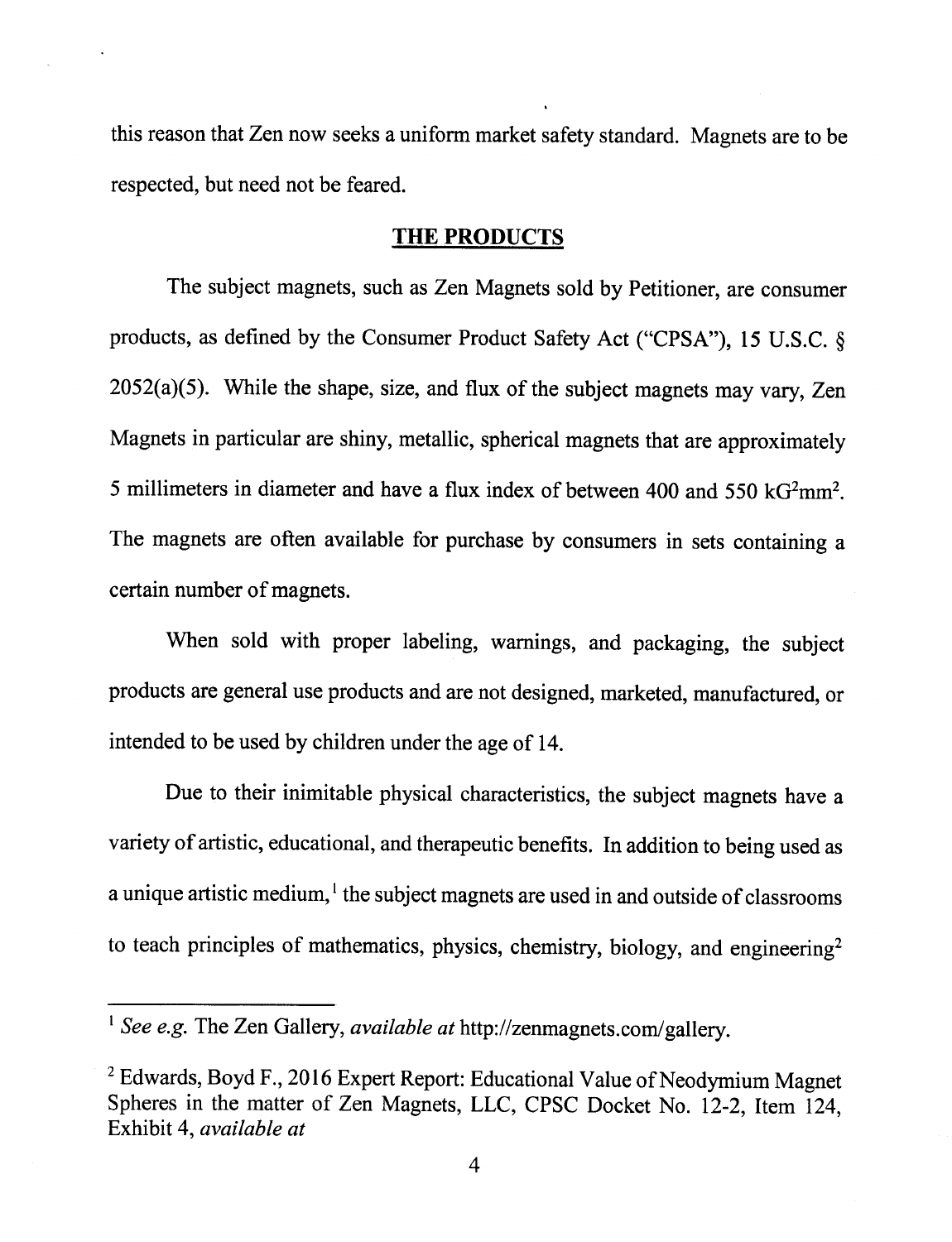this reason that Zen now seeks a uniform market safety standard. Magnets are to be respected, but need not be feared.

## THE PRODUCTS

The subject magnets, such as Zen Magnets sold by Petitioner, are consumer products, as defined by the Consumer Product Safety Act ("CPSA"), 15 U.S.C. § 2052(a)(5). While the shape, size, and flux of the subject magnets may vary, Zen Magnets in particular are shiny, metallic, spherical magnets that are approximately 5 millimeters in diameter and have a flux index of between 400 and 550 $kG^2mm^2$. The magnets are often available for purchase by consumers in sets containing a certain number of magnets.

When sold with proper labeling, warnings, and packaging, the subject products are general use products and are not designed, marketed, manufactured, or intended to be used by children under the age of 14.

Due to their inimitable physical characteristics, the subject magnets have a variety of artistic, educational, and therapeutic benefits. In addition to being used as a unique artistic medium,[1] the subject magnets are used in and outside of classrooms to teach principles of mathematics, physics, chemistry, biology, and engineering[2]

---

[1] *See e.g.* The Zen Gallery, *available at* http://zenmagnets.com/gallery.

[2] Edwards, Boyd F., 2016 Expert Report: Educational Value of Neodymium Magnet Spheres in the matter of Zen Magnets, LLC, CPSC Docket No. 12-2, Item 124, Exhibit 4, *available at*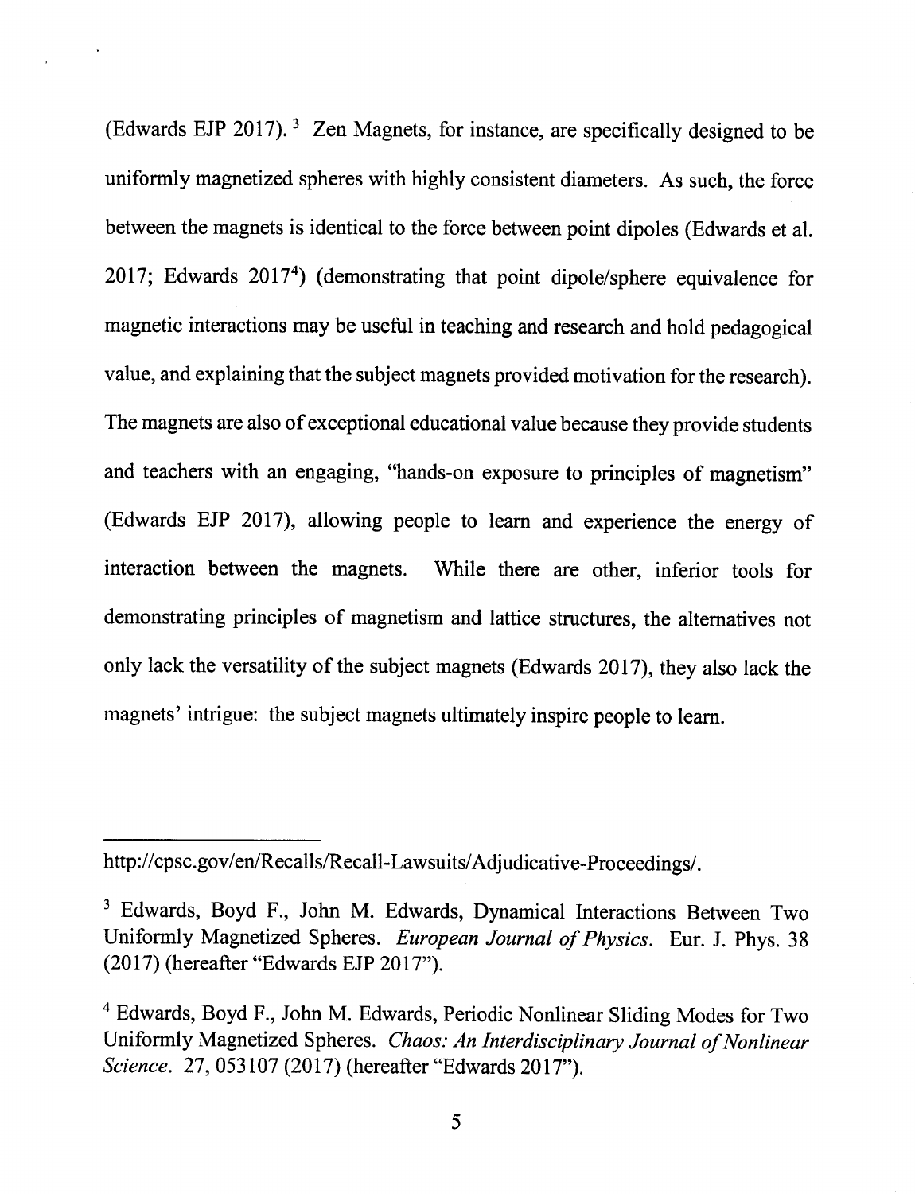(Edwards EJP 2017). [3] Zen Magnets, for instance, are specifically designed to be uniformly magnetized spheres with highly consistent diameters. As such, the force between the magnets is identical to the force between point dipoles (Edwards et al. 2017; Edwards 2017[4]) (demonstrating that point dipole/sphere equivalence for magnetic interactions may be useful in teaching and research and hold pedagogical value, and explaining that the subject magnets provided motivation for the research). The magnets are also of exceptional educational value because they provide students and teachers with an engaging, "hands-on exposure to principles of magnetism" (Edwards EJP 2017), allowing people to learn and experience the energy of interaction between the magnets. While there are other, inferior tools for demonstrating principles of magnetism and lattice structures, the alternatives not only lack the versatility of the subject magnets (Edwards 2017), they also lack the magnets' intrigue: the subject magnets ultimately inspire people to learn.

---

http://cpsc.gov/en/Recalls/Recall-Lawsuits/Adjudicative-Proceedings/.

[3] Edwards, Boyd F., John M. Edwards, Dynamical Interactions Between Two Uniformly Magnetized Spheres. *European Journal of Physics*. Eur. J. Phys. 38 (2017) (hereafter "Edwards EJP 2017").

[4] Edwards, Boyd F., John M. Edwards, Periodic Nonlinear Sliding Modes for Two Uniformly Magnetized Spheres. *Chaos: An Interdisciplinary Journal of Nonlinear Science*. 27, 053107 (2017) (hereafter "Edwards 2017").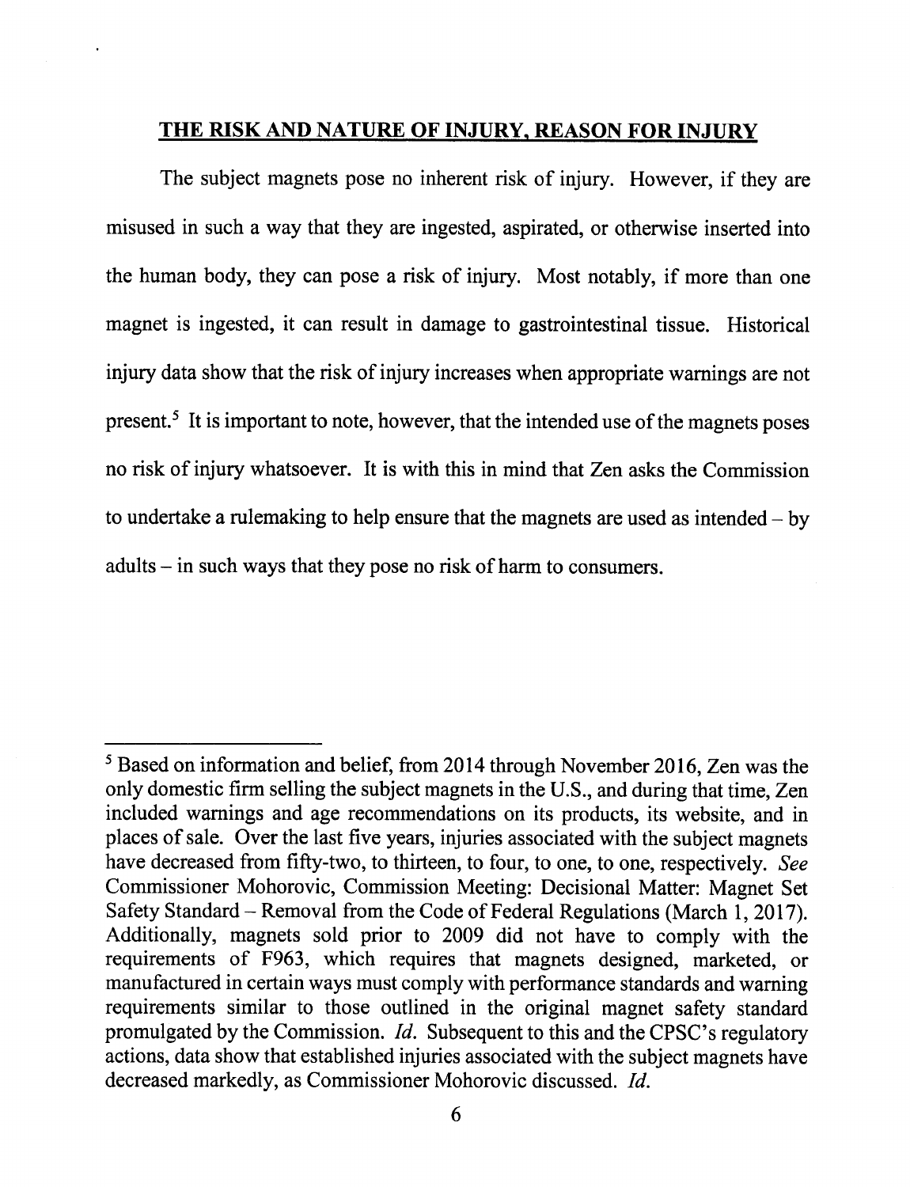## THE RISK AND NATURE OF INJURY, REASON FOR INJURY

The subject magnets pose no inherent risk of injury. However, if they are misused in such a way that they are ingested, aspirated, or otherwise inserted into the human body, they can pose a risk of injury. Most notably, if more than one magnet is ingested, it can result in damage to gastrointestinal tissue. Historical injury data show that the risk of injury increases when appropriate warnings are not present.[5] It is important to note, however, that the intended use of the magnets poses no risk of injury whatsoever. It is with this in mind that Zen asks the Commission to undertake a rulemaking to help ensure that the magnets are used as intended – by adults – in such ways that they pose no risk of harm to consumers.

---

[5] Based on information and belief, from 2014 through November 2016, Zen was the only domestic firm selling the subject magnets in the U.S., and during that time, Zen included warnings and age recommendations on its products, its website, and in places of sale. Over the last five years, injuries associated with the subject magnets have decreased from fifty-two, to thirteen, to four, to one, to one, respectively. *See* Commissioner Mohorovic, Commission Meeting: Decisional Matter: Magnet Set Safety Standard – Removal from the Code of Federal Regulations (March 1, 2017). Additionally, magnets sold prior to 2009 did not have to comply with the requirements of F963, which requires that magnets designed, marketed, or manufactured in certain ways must comply with performance standards and warning requirements similar to those outlined in the original magnet safety standard promulgated by the Commission. *Id.* Subsequent to this and the CPSC's regulatory actions, data show that established injuries associated with the subject magnets have decreased markedly, as Commissioner Mohorovic discussed. *Id.*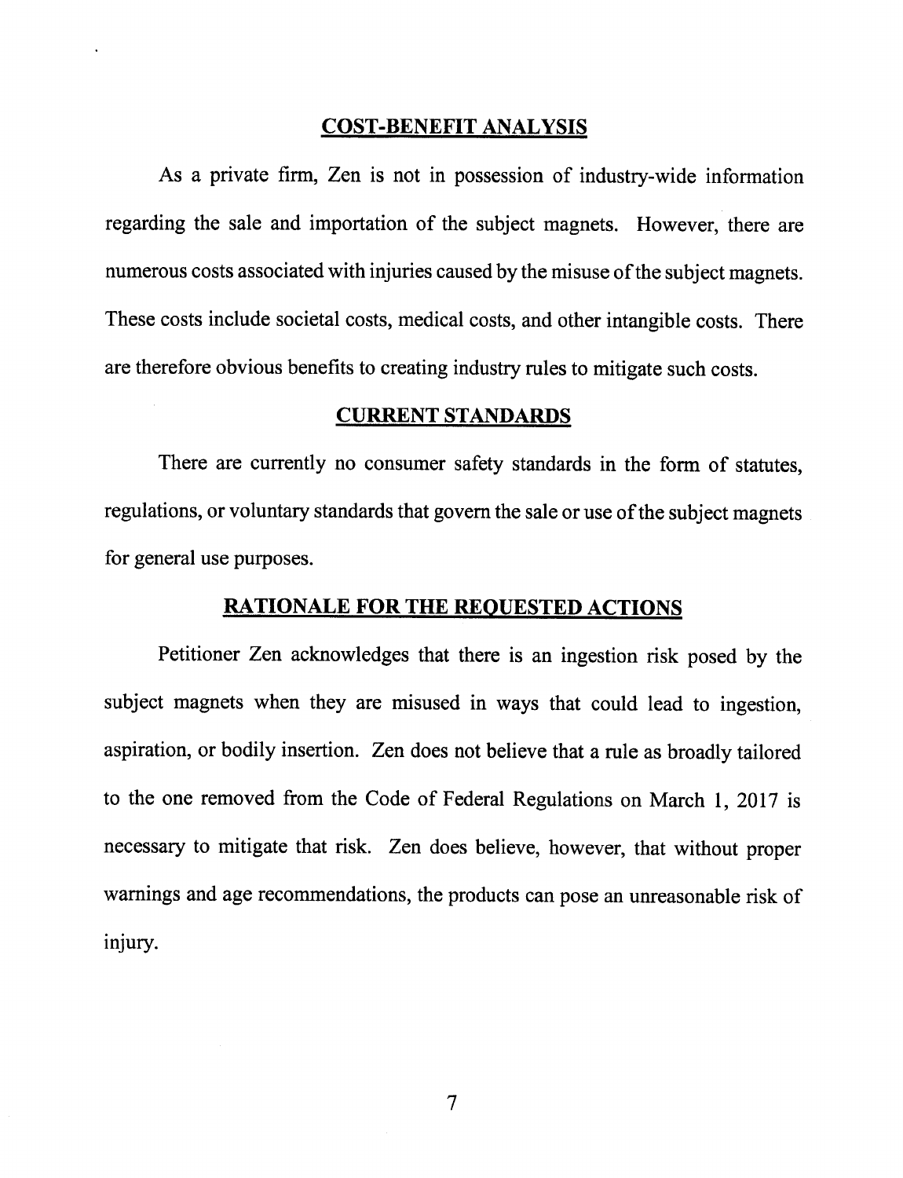## COST-BENEFIT ANALYSIS

As a private firm, Zen is not in possession of industry-wide information regarding the sale and importation of the subject magnets. However, there are numerous costs associated with injuries caused by the misuse of the subject magnets. These costs include societal costs, medical costs, and other intangible costs. There are therefore obvious benefits to creating industry rules to mitigate such costs.

## CURRENT STANDARDS

There are currently no consumer safety standards in the form of statutes, regulations, or voluntary standards that govern the sale or use of the subject magnets for general use purposes.

## RATIONALE FOR THE REQUESTED ACTIONS

Petitioner Zen acknowledges that there is an ingestion risk posed by the subject magnets when they are misused in ways that could lead to ingestion, aspiration, or bodily insertion. Zen does not believe that a rule as broadly tailored to the one removed from the Code of Federal Regulations on March 1, 2017 is necessary to mitigate that risk. Zen does believe, however, that without proper warnings and age recommendations, the products can pose an unreasonable risk of injury.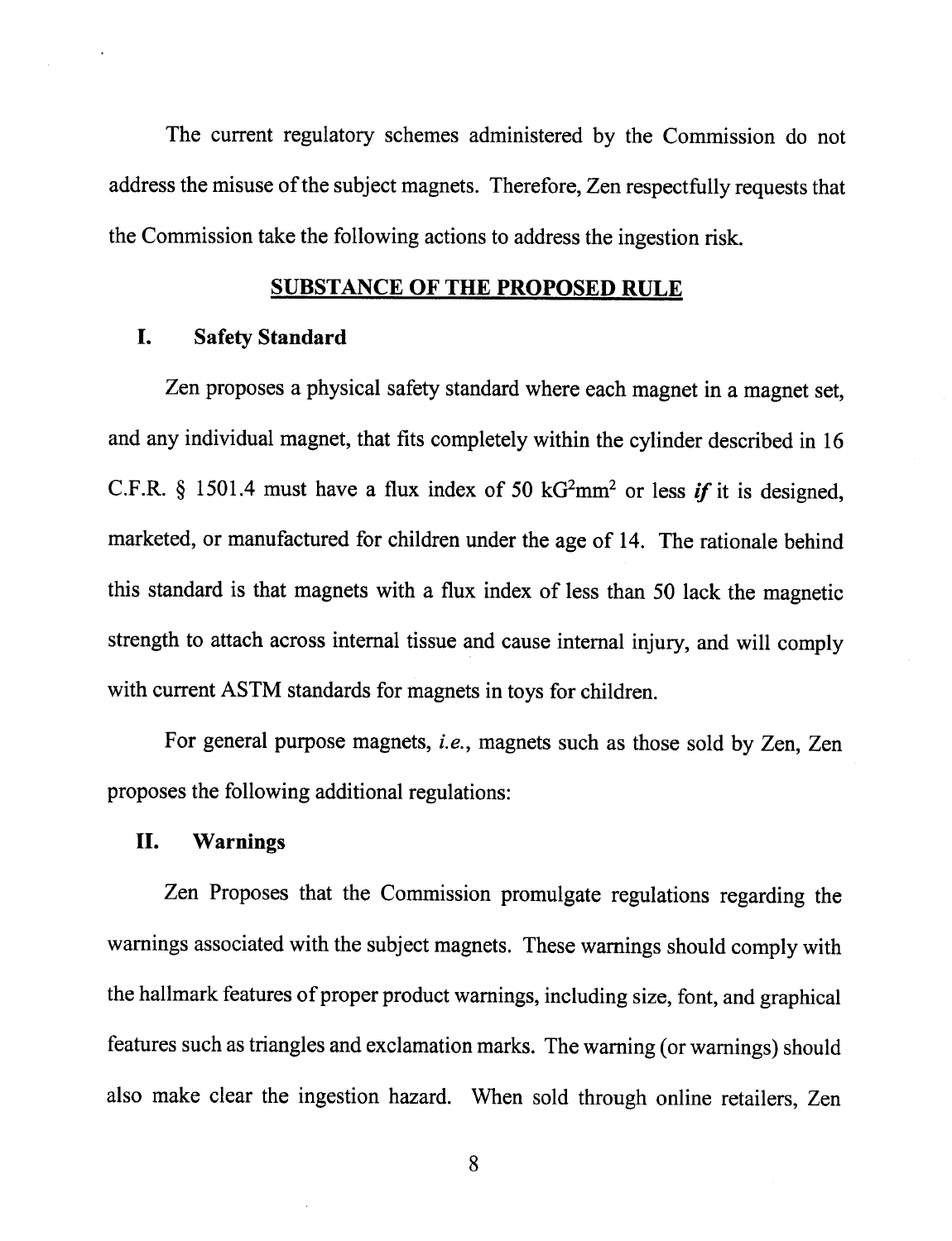The current regulatory schemes administered by the Commission do not address the misuse of the subject magnets. Therefore, Zen respectfully requests that the Commission take the following actions to address the ingestion risk.

## SUBSTANCE OF THE PROPOSED RULE

### I. Safety Standard

Zen proposes a physical safety standard where each magnet in a magnet set, and any individual magnet, that fits completely within the cylinder described in 16 C.F.R. § 1501.4 must have a flux index of 50 $kG^2mm^2$ or less ***if*** it is designed, marketed, or manufactured for children under the age of 14. The rationale behind this standard is that magnets with a flux index of less than 50 lack the magnetic strength to attach across internal tissue and cause internal injury, and will comply with current ASTM standards for magnets in toys for children.

For general purpose magnets, *i.e.*, magnets such as those sold by Zen, Zen proposes the following additional regulations:

### II. Warnings

Zen Proposes that the Commission promulgate regulations regarding the warnings associated with the subject magnets. These warnings should comply with the hallmark features of proper product warnings, including size, font, and graphical features such as triangles and exclamation marks. The warning (or warnings) should also make clear the ingestion hazard. When sold through online retailers, Zen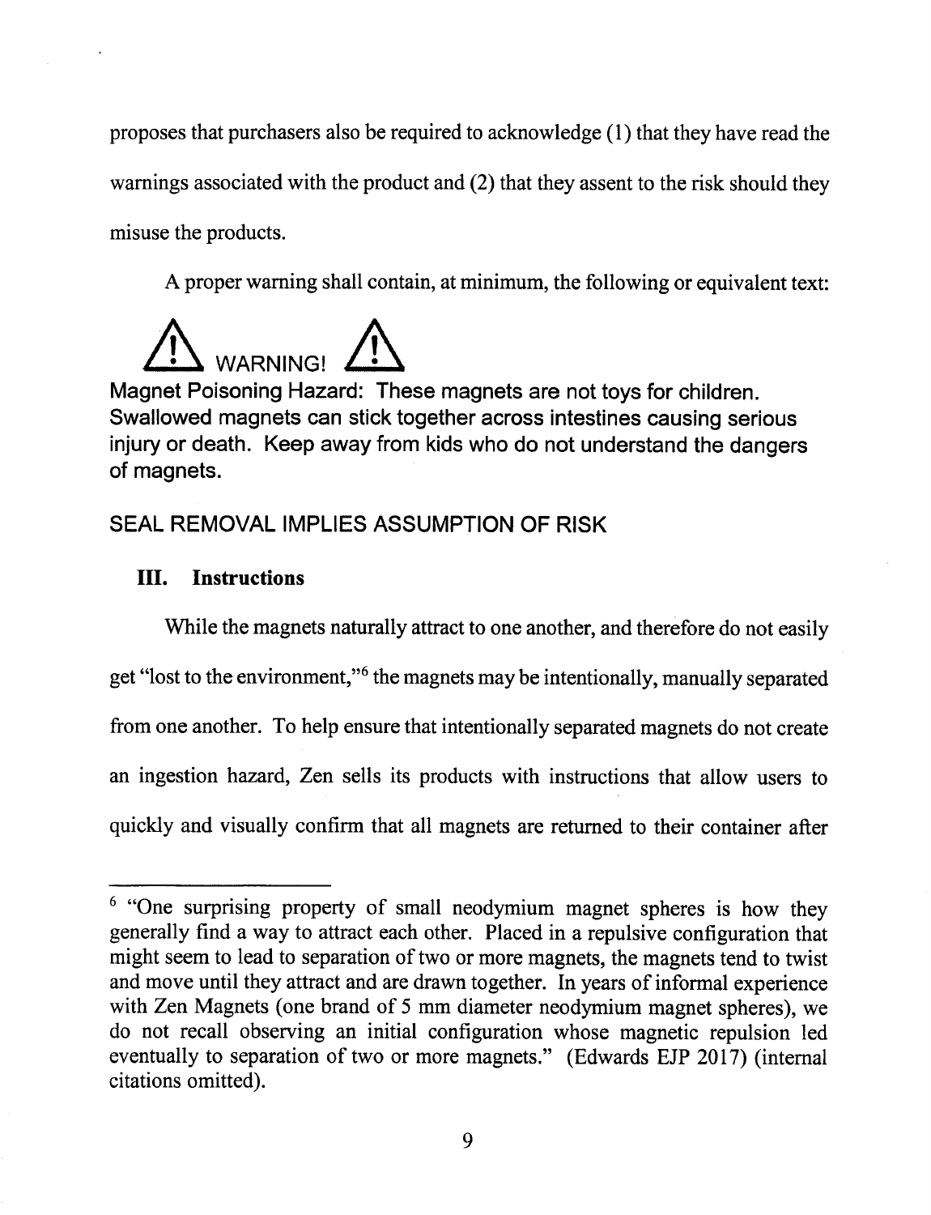proposes that purchasers also be required to acknowledge (1) that they have read the warnings associated with the product and (2) that they assent to the risk should they misuse the products.

A proper warning shall contain, at minimum, the following or equivalent text:

**⚠ WARNING! ⚠**

**Magnet Poisoning Hazard: These magnets are not toys for children. Swallowed magnets can stick together across intestines causing serious injury or death. Keep away from kids who do not understand the dangers of magnets.**

SEAL REMOVAL IMPLIES ASSUMPTION OF RISK

## III. Instructions

While the magnets naturally attract to one another, and therefore do not easily get "lost to the environment,"[6] the magnets may be intentionally, manually separated from one another. To help ensure that intentionally separated magnets do not create an ingestion hazard, Zen sells its products with instructions that allow users to quickly and visually confirm that all magnets are returned to their container after

---

[6] "One surprising property of small neodymium magnet spheres is how they generally find a way to attract each other. Placed in a repulsive configuration that might seem to lead to separation of two or more magnets, the magnets tend to twist and move until they attract and are drawn together. In years of informal experience with Zen Magnets (one brand of 5 mm diameter neodymium magnet spheres), we do not recall observing an initial configuration whose magnetic repulsion led eventually to separation of two or more magnets." (Edwards EJP 2017) (internal citations omitted).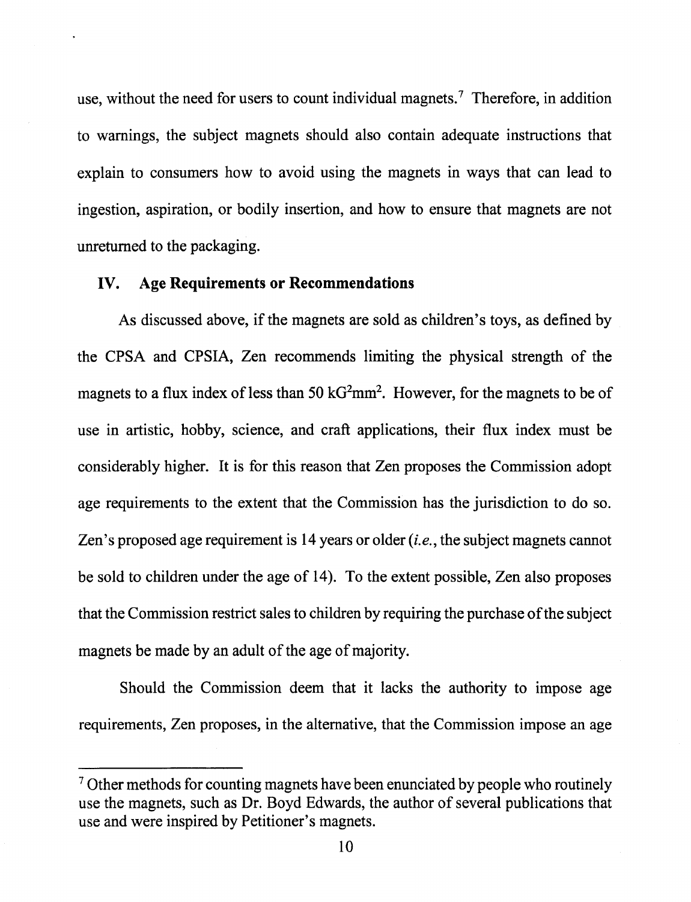use, without the need for users to count individual magnets.[7] Therefore, in addition to warnings, the subject magnets should also contain adequate instructions that explain to consumers how to avoid using the magnets in ways that can lead to ingestion, aspiration, or bodily insertion, and how to ensure that magnets are not unreturned to the packaging.

## IV. Age Requirements or Recommendations

As discussed above, if the magnets are sold as children's toys, as defined by the CPSA and CPSIA, Zen recommends limiting the physical strength of the magnets to a flux index of less than 50 $kG^2mm^2$. However, for the magnets to be of use in artistic, hobby, science, and craft applications, their flux index must be considerably higher. It is for this reason that Zen proposes the Commission adopt age requirements to the extent that the Commission has the jurisdiction to do so. Zen's proposed age requirement is 14 years or older (*i.e.*, the subject magnets cannot be sold to children under the age of 14). To the extent possible, Zen also proposes that the Commission restrict sales to children by requiring the purchase of the subject magnets be made by an adult of the age of majority.

Should the Commission deem that it lacks the authority to impose age requirements, Zen proposes, in the alternative, that the Commission impose an age

---

[7] Other methods for counting magnets have been enunciated by people who routinely use the magnets, such as Dr. Boyd Edwards, the author of several publications that use and were inspired by Petitioner's magnets.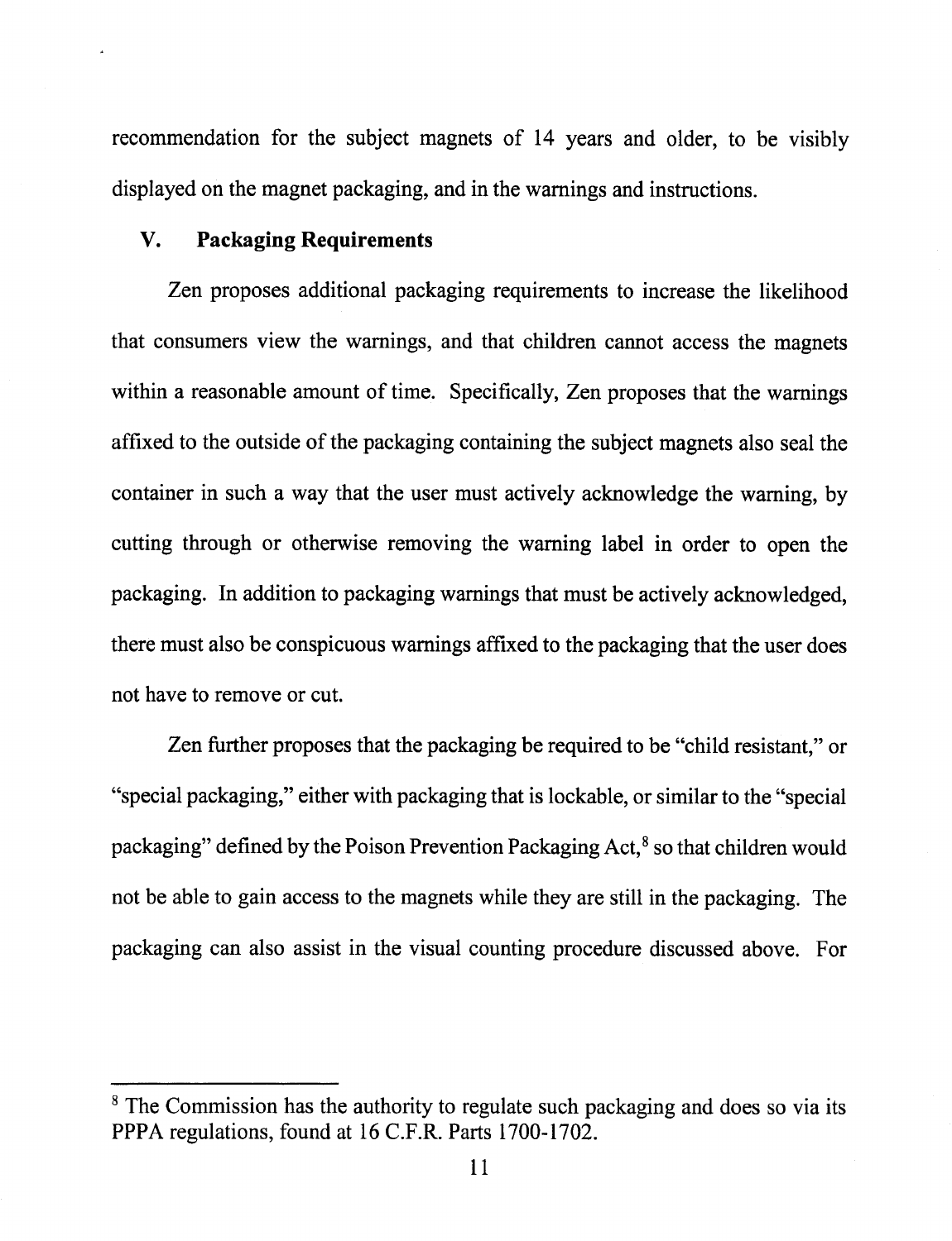recommendation for the subject magnets of 14 years and older, to be visibly displayed on the magnet packaging, and in the warnings and instructions.

## V. Packaging Requirements

Zen proposes additional packaging requirements to increase the likelihood that consumers view the warnings, and that children cannot access the magnets within a reasonable amount of time. Specifically, Zen proposes that the warnings affixed to the outside of the packaging containing the subject magnets also seal the container in such a way that the user must actively acknowledge the warning, by cutting through or otherwise removing the warning label in order to open the packaging. In addition to packaging warnings that must be actively acknowledged, there must also be conspicuous warnings affixed to the packaging that the user does not have to remove or cut.

Zen further proposes that the packaging be required to be "child resistant," or "special packaging," either with packaging that is lockable, or similar to the "special packaging" defined by the Poison Prevention Packaging Act,[8] so that children would not be able to gain access to the magnets while they are still in the packaging. The packaging can also assist in the visual counting procedure discussed above. For

---

[8] The Commission has the authority to regulate such packaging and does so via its PPPA regulations, found at 16 C.F.R. Parts 1700-1702.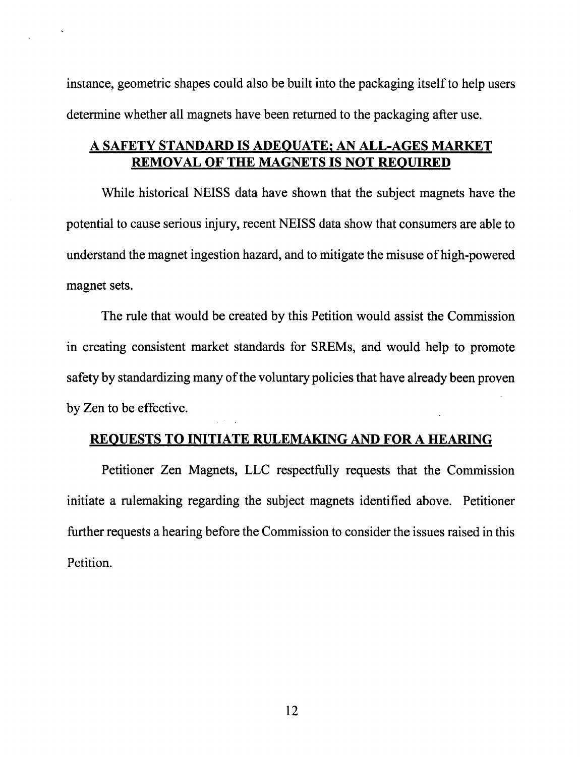instance, geometric shapes could also be built into the packaging itself to help users determine whether all magnets have been returned to the packaging after use.

## A SAFETY STANDARD IS ADEQUATE; AN ALL-AGES MARKET REMOVAL OF THE MAGNETS IS NOT REQUIRED

While historical NEISS data have shown that the subject magnets have the potential to cause serious injury, recent NEISS data show that consumers are able to understand the magnet ingestion hazard, and to mitigate the misuse of high-powered magnet sets.

The rule that would be created by this Petition would assist the Commission in creating consistent market standards for SREMs, and would help to promote safety by standardizing many of the voluntary policies that have already been proven by Zen to be effective.

## REQUESTS TO INITIATE RULEMAKING AND FOR A HEARING

Petitioner Zen Magnets, LLC respectfully requests that the Commission initiate a rulemaking regarding the subject magnets identified above. Petitioner further requests a hearing before the Commission to consider the issues raised in this Petition.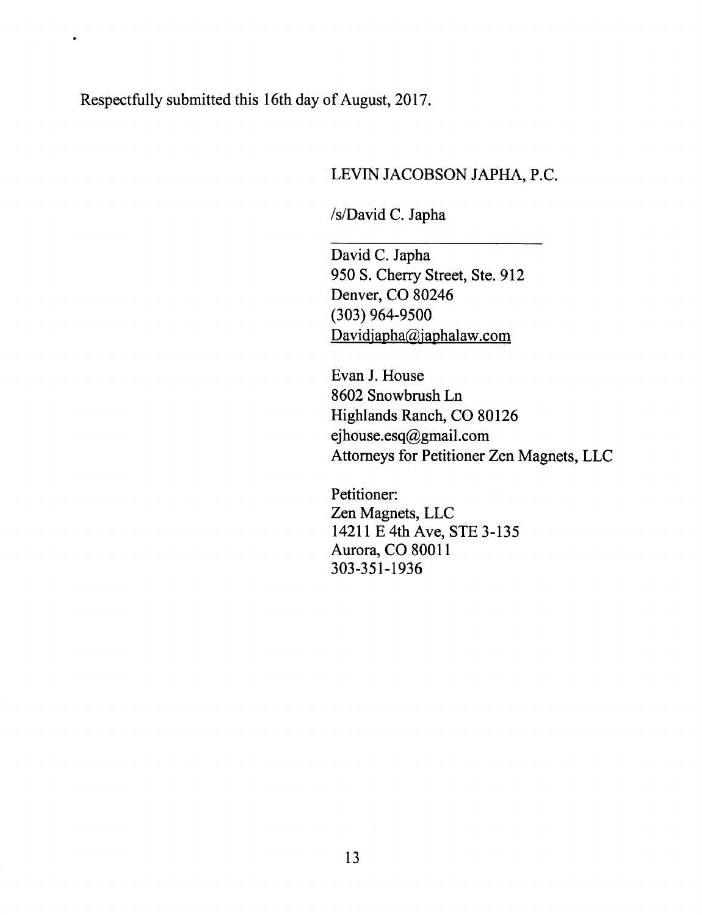Respectfully submitted this 16th day of August, 2017.

LEVIN JACOBSON JAPHA, P.C.

/s/David C. Japha

David C. Japha
950 S. Cherry Street, Ste. 912
Denver, CO 80246
(303) 964-9500
Davidjapha@japhalaw.com

Evan J. House
8602 Snowbrush Ln
Highlands Ranch, CO 80126
ejhouse.esq@gmail.com
Attorneys for Petitioner Zen Magnets, LLC

Petitioner:
Zen Magnets, LLC
14211 E 4th Ave, STE 3-135
Aurora, CO 80011
303-351-1936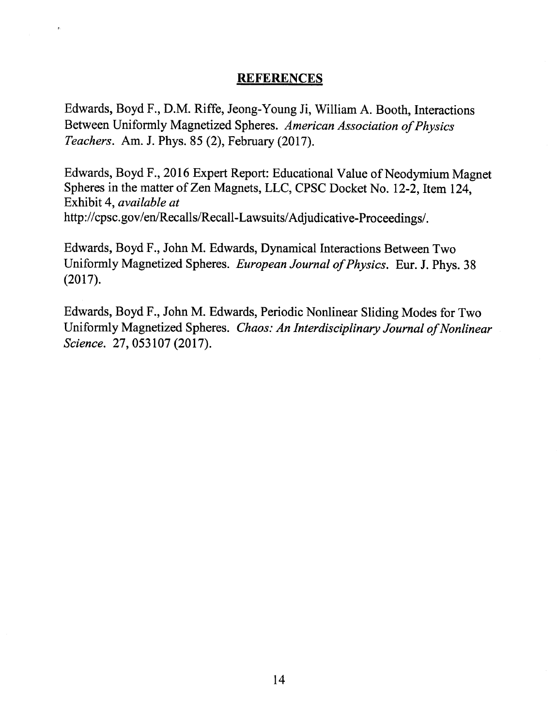## REFERENCES

Edwards, Boyd F., D.M. Riffe, Jeong-Young Ji, William A. Booth, Interactions Between Uniformly Magnetized Spheres. *American Association of Physics Teachers*. Am. J. Phys. 85 (2), February (2017).

Edwards, Boyd F., 2016 Expert Report: Educational Value of Neodymium Magnet Spheres in the matter of Zen Magnets, LLC, CPSC Docket No. 12-2, Item 124, Exhibit 4, *available at* http://cpsc.gov/en/Recalls/Recall-Lawsuits/Adjudicative-Proceedings/.

Edwards, Boyd F., John M. Edwards, Dynamical Interactions Between Two Uniformly Magnetized Spheres. *European Journal of Physics*. Eur. J. Phys. 38 (2017).

Edwards, Boyd F., John M. Edwards, Periodic Nonlinear Sliding Modes for Two Uniformly Magnetized Spheres. *Chaos: An Interdisciplinary Journal of Nonlinear Science*. 27, 053107 (2017).